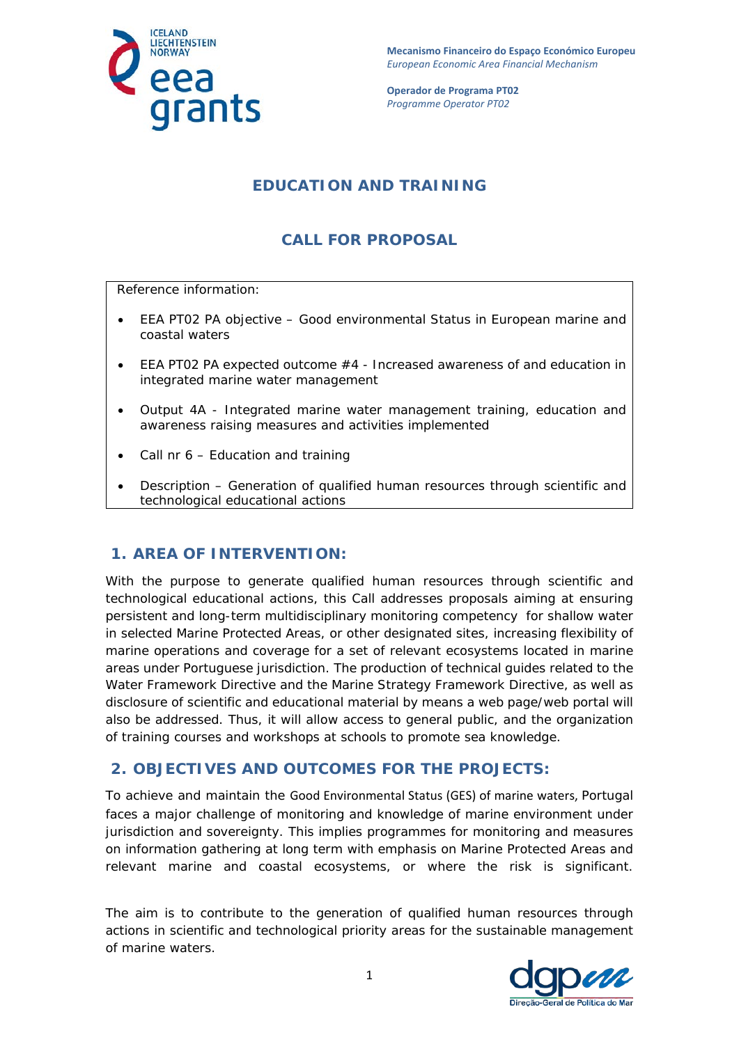Mecanismo Financeiro do Espaço Económico Europeu
*European Economic Area Financial Mechanism*

**Operador de Programa PT02**
*Programme Operator PT02*

# EDUCATION AND TRAINING

# CALL FOR PROPOSAL

Reference information:

- EEA PT02 PA objective – Good environmental Status in European marine and coastal waters
- EEA PT02 PA expected outcome #4 - Increased awareness of and education in integrated marine water management
- Output 4A - Integrated marine water management training, education and awareness raising measures and activities implemented
- Call nr 6 – Education and training
- Description – Generation of qualified human resources through scientific and technological educational actions

## 1. AREA OF INTERVENTION:

With the purpose to generate qualified human resources through scientific and technological educational actions, this Call addresses proposals aiming at ensuring persistent and long-term multidisciplinary monitoring competency for shallow water in selected Marine Protected Areas, or other designated sites, increasing flexibility of marine operations and coverage for a set of relevant ecosystems located in marine areas under Portuguese jurisdiction. The production of technical guides related to the Water Framework Directive and the Marine Strategy Framework Directive, as well as disclosure of scientific and educational material by means a web page/web portal will also be addressed. Thus, it will allow access to general public, and the organization of training courses and workshops at schools to promote sea knowledge.

## 2. OBJECTIVES AND OUTCOMES FOR THE PROJECTS:

To achieve and maintain the Good Environmental Status (GES) of marine waters, Portugal faces a major challenge of monitoring and knowledge of marine environment under jurisdiction and sovereignty. This implies programmes for monitoring and measures on information gathering at long term with emphasis on Marine Protected Areas and relevant marine and coastal ecosystems, or where the risk is significant.

The aim is to contribute to the generation of qualified human resources through actions in scientific and technological priority areas for the sustainable management of marine waters.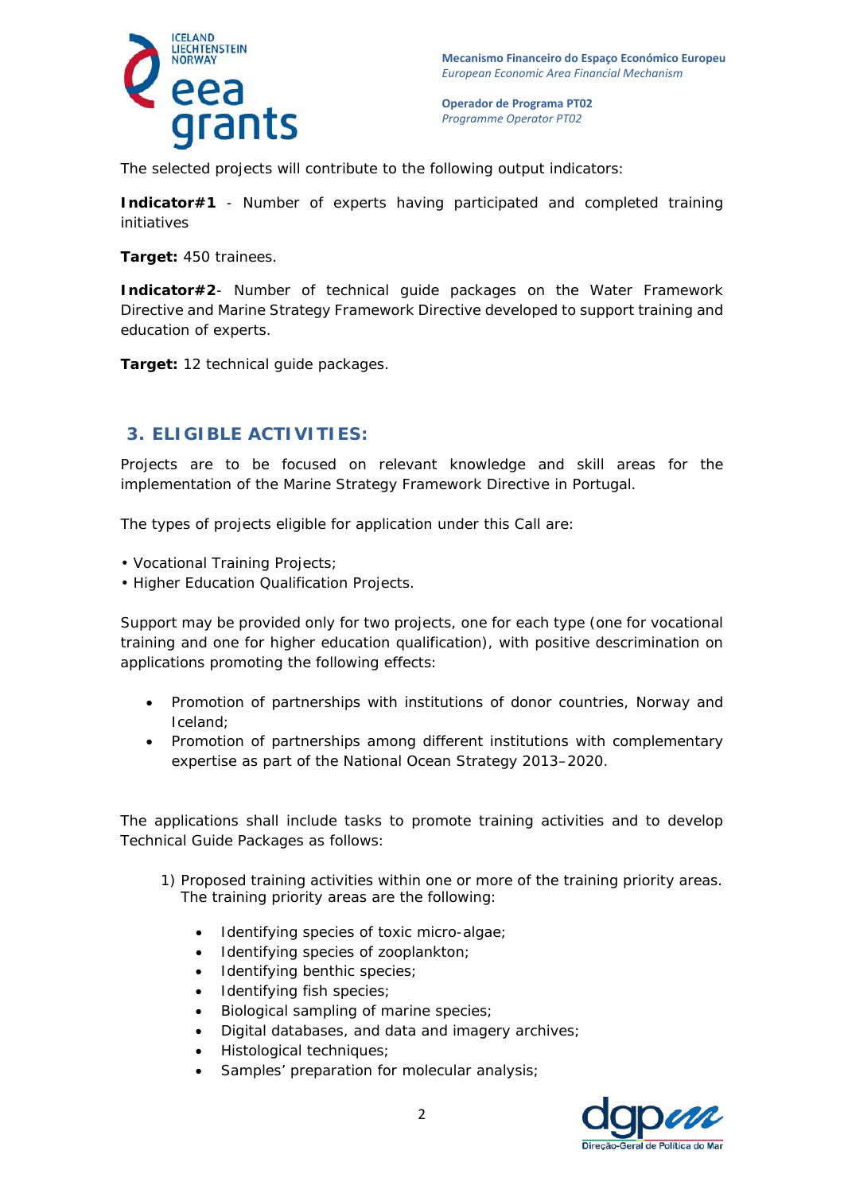The selected projects will contribute to the following output indicators:

**Indicator#1** - Number of experts having participated and completed training initiatives

**Target:** 450 trainees.

**Indicator#2**- Number of technical guide packages on the Water Framework Directive and Marine Strategy Framework Directive developed to support training and education of experts.

**Target:** 12 technical guide packages.

## 3. ELIGIBLE ACTIVITIES:

Projects are to be focused on relevant knowledge and skill areas for the implementation of the Marine Strategy Framework Directive in Portugal.

The types of projects eligible for application under this Call are:

• Vocational Training Projects;
• Higher Education Qualification Projects.

Support may be provided only for two projects, one for each type (one for vocational training and one for higher education qualification), with positive descrimination on applications promoting the following effects:

- Promotion of partnerships with institutions of donor countries, Norway and Iceland;
- Promotion of partnerships among different institutions with complementary expertise as part of the National Ocean Strategy 2013–2020.

The applications shall include tasks to promote training activities and to develop Technical Guide Packages as follows:

1) Proposed training activities within one or more of the training priority areas. The training priority areas are the following:

   - Identifying species of toxic micro-algae;
   - Identifying species of zooplankton;
   - Identifying benthic species;
   - Identifying fish species;
   - Biological sampling of marine species;
   - Digital databases, and data and imagery archives;
   - Histological techniques;
   - Samples' preparation for molecular analysis;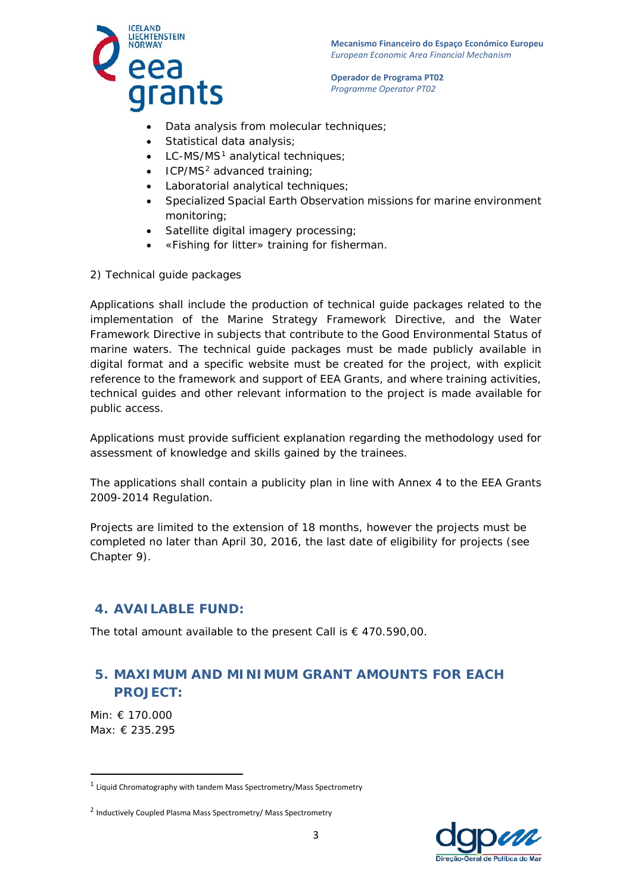- Data analysis from molecular techniques;
- Statistical data analysis;
- LC-MS/MS[1] analytical techniques;
- ICP/MS[2] advanced training;
- Laboratorial analytical techniques;
- Specialized Spacial Earth Observation missions for marine environment monitoring;
- Satellite digital imagery processing;
- «Fishing for litter» training for fisherman.

2) Technical guide packages

Applications shall include the production of technical guide packages related to the implementation of the Marine Strategy Framework Directive, and the Water Framework Directive in subjects that contribute to the Good Environmental Status of marine waters. The technical guide packages must be made publicly available in digital format and a specific website must be created for the project, with explicit reference to the framework and support of EEA Grants, and where training activities, technical guides and other relevant information to the project is made available for public access.

Applications must provide sufficient explanation regarding the methodology used for assessment of knowledge and skills gained by the trainees.

The applications shall contain a publicity plan in line with Annex 4 to the EEA Grants 2009-2014 Regulation.

Projects are limited to the extension of 18 months, however the projects must be completed no later than April 30, 2016, the last date of eligibility for projects (see Chapter 9).

## 4. AVAILABLE FUND:

The total amount available to the present Call is € 470.590,00.

## 5. MAXIMUM AND MINIMUM GRANT AMOUNTS FOR EACH PROJECT:

Min: € 170.000
Max: € 235.295

[1] Liquid Chromatography with tandem Mass Spectrometry/Mass Spectrometry

[2] Inductively Coupled Plasma Mass Spectrometry/ Mass Spectrometry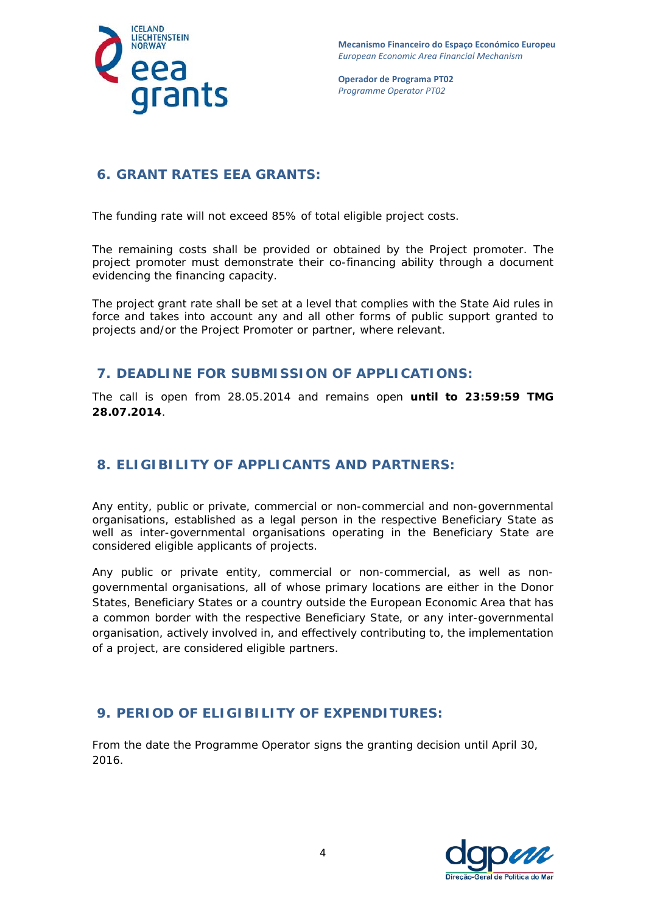## 6. GRANT RATES EEA GRANTS:

The funding rate will not exceed 85% of total eligible project costs.

The remaining costs shall be provided or obtained by the Project promoter. The project promoter must demonstrate their co-financing ability through a document evidencing the financing capacity.

The project grant rate shall be set at a level that complies with the State Aid rules in force and takes into account any and all other forms of public support granted to projects and/or the Project Promoter or partner, where relevant.

## 7. DEADLINE FOR SUBMISSION OF APPLICATIONS:

The call is open from 28.05.2014 and remains open **until to 23:59:59 TMG 28.07.2014**.

## 8. ELIGIBILITY OF APPLICANTS AND PARTNERS:

Any entity, public or private, commercial or non-commercial and non-governmental organisations, established as a legal person in the respective Beneficiary State as well as inter-governmental organisations operating in the Beneficiary State are considered eligible applicants of projects.

Any public or private entity, commercial or non-commercial, as well as non-governmental organisations, all of whose primary locations are either in the Donor States, Beneficiary States or a country outside the European Economic Area that has a common border with the respective Beneficiary State, or any inter-governmental organisation, actively involved in, and effectively contributing to, the implementation of a project, are considered eligible partners.

## 9. PERIOD OF ELIGIBILITY OF EXPENDITURES:

From the date the Programme Operator signs the granting decision until April 30, 2016.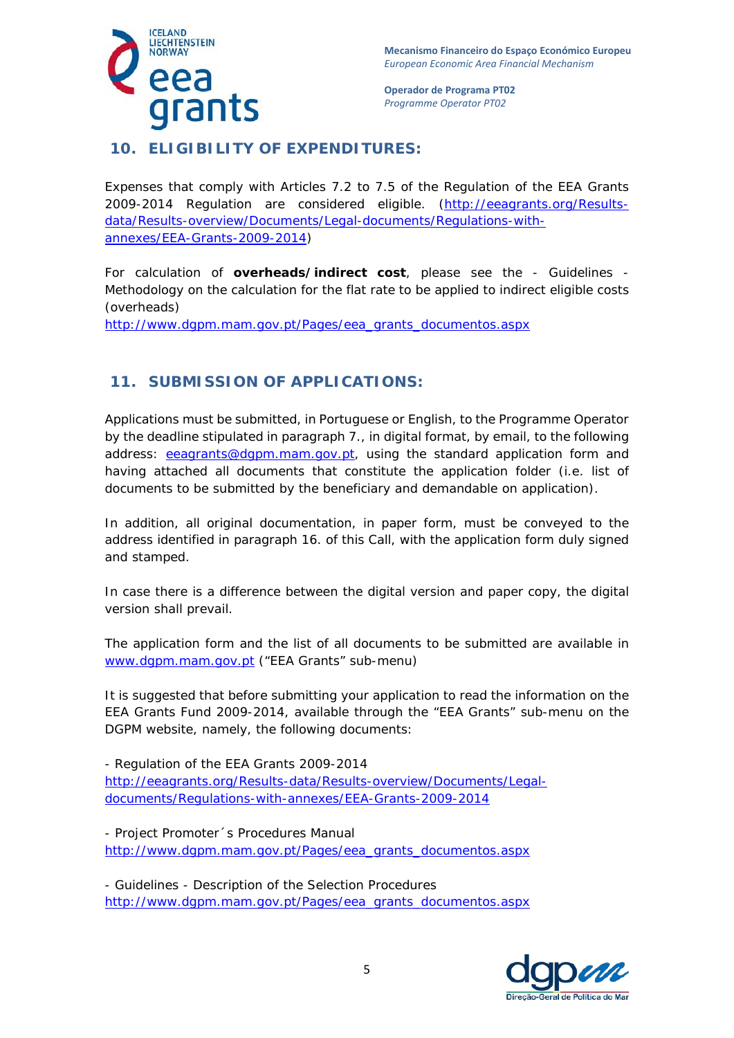## 10. ELIGIBILITY OF EXPENDITURES:

Expenses that comply with Articles 7.2 to 7.5 of the Regulation of the EEA Grants 2009-2014 Regulation are considered eligible. (http://eeagrants.org/Results-data/Results-overview/Documents/Legal-documents/Regulations-with-annexes/EEA-Grants-2009-2014)

For calculation of **overheads/indirect cost**, please see the - Guidelines - Methodology on the calculation for the flat rate to be applied to indirect eligible costs (overheads)

http://www.dgpm.mam.gov.pt/Pages/eea_grants_documentos.aspx

## 11. SUBMISSION OF APPLICATIONS:

Applications must be submitted, in Portuguese or English, to the Programme Operator by the deadline stipulated in paragraph 7., in digital format, by email, to the following address: eeagrants@dgpm.mam.gov.pt, using the standard application form and having attached all documents that constitute the application folder (i.e. list of documents to be submitted by the beneficiary and demandable on application).

In addition, all original documentation, in paper form, must be conveyed to the address identified in paragraph 16. of this Call, with the application form duly signed and stamped.

In case there is a difference between the digital version and paper copy, the digital version shall prevail.

The application form and the list of all documents to be submitted are available in www.dgpm.mam.gov.pt ("EEA Grants" sub-menu)

It is suggested that before submitting your application to read the information on the EEA Grants Fund 2009-2014, available through the "EEA Grants" sub-menu on the DGPM website, namely, the following documents:

- Regulation of the EEA Grants 2009-2014
http://eeagrants.org/Results-data/Results-overview/Documents/Legal-documents/Regulations-with-annexes/EEA-Grants-2009-2014

- Project Promoter´s Procedures Manual
http://www.dgpm.mam.gov.pt/Pages/eea_grants_documentos.aspx

- Guidelines - Description of the Selection Procedures
http://www.dgpm.mam.gov.pt/Pages/eea_grants_documentos.aspx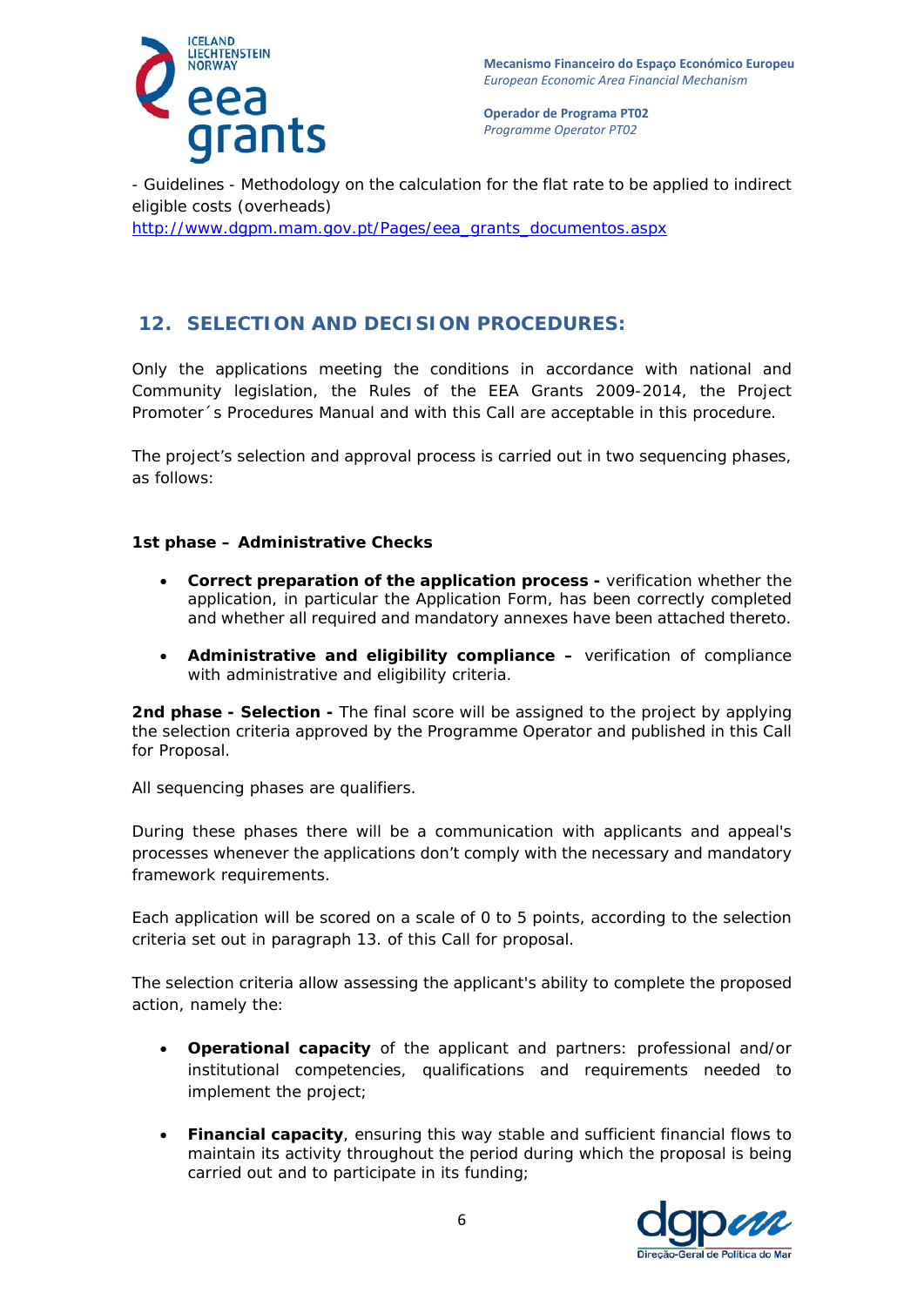- Guidelines - Methodology on the calculation for the flat rate to be applied to indirect eligible costs (overheads)
http://www.dgpm.mam.gov.pt/Pages/eea_grants_documentos.aspx

## 12. SELECTION AND DECISION PROCEDURES:

Only the applications meeting the conditions in accordance with national and Community legislation, the Rules of the EEA Grants 2009-2014, the Project Promoter´s Procedures Manual and with this Call are acceptable in this procedure.

The project's selection and approval process is carried out in two sequencing phases, as follows:

**1st phase – Administrative Checks**

- **Correct preparation of the application process -** verification whether the application, in particular the Application Form, has been correctly completed and whether all required and mandatory annexes have been attached thereto.
- **Administrative and eligibility compliance –** verification of compliance with administrative and eligibility criteria.

**2nd phase - Selection -** The final score will be assigned to the project by applying the selection criteria approved by the Programme Operator and published in this Call for Proposal.

All sequencing phases are qualifiers.

During these phases there will be a communication with applicants and appeal's processes whenever the applications don't comply with the necessary and mandatory framework requirements.

Each application will be scored on a scale of 0 to 5 points, according to the selection criteria set out in paragraph 13. of this Call for proposal.

The selection criteria allow assessing the applicant's ability to complete the proposed action, namely the:

- **Operational capacity** of the applicant and partners: professional and/or institutional competencies, qualifications and requirements needed to implement the project;
- **Financial capacity**, ensuring this way stable and sufficient financial flows to maintain its activity throughout the period during which the proposal is being carried out and to participate in its funding;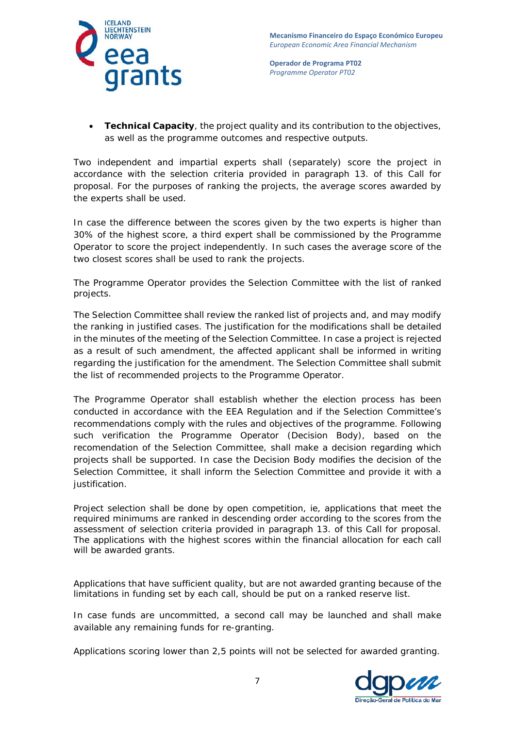- **Technical Capacity**, the project quality and its contribution to the objectives, as well as the programme outcomes and respective outputs.

Two independent and impartial experts shall (separately) score the project in accordance with the selection criteria provided in paragraph 13. of this Call for proposal. For the purposes of ranking the projects, the average scores awarded by the experts shall be used.

In case the difference between the scores given by the two experts is higher than 30% of the highest score, a third expert shall be commissioned by the Programme Operator to score the project independently. In such cases the average score of the two closest scores shall be used to rank the projects.

The Programme Operator provides the Selection Committee with the list of ranked projects.

The Selection Committee shall review the ranked list of projects and, and may modify the ranking in justified cases. The justification for the modifications shall be detailed in the minutes of the meeting of the Selection Committee. In case a project is rejected as a result of such amendment, the affected applicant shall be informed in writing regarding the justification for the amendment. The Selection Committee shall submit the list of recommended projects to the Programme Operator.

The Programme Operator shall establish whether the election process has been conducted in accordance with the EEA Regulation and if the Selection Committee's recommendations comply with the rules and objectives of the programme. Following such verification the Programme Operator (Decision Body), based on the recomendation of the Selection Committee, shall make a decision regarding which projects shall be supported. In case the Decision Body modifies the decision of the Selection Committee, it shall inform the Selection Committee and provide it with a justification.

Project selection shall be done by open competition, ie, applications that meet the required minimums are ranked in descending order according to the scores from the assessment of selection criteria provided in paragraph 13. of this Call for proposal. The applications with the highest scores within the financial allocation for each call will be awarded grants.

Applications that have sufficient quality, but are not awarded granting because of the limitations in funding set by each call, should be put on a ranked reserve list.

In case funds are uncommitted, a second call may be launched and shall make available any remaining funds for re-granting.

Applications scoring lower than 2,5 points will not be selected for awarded granting.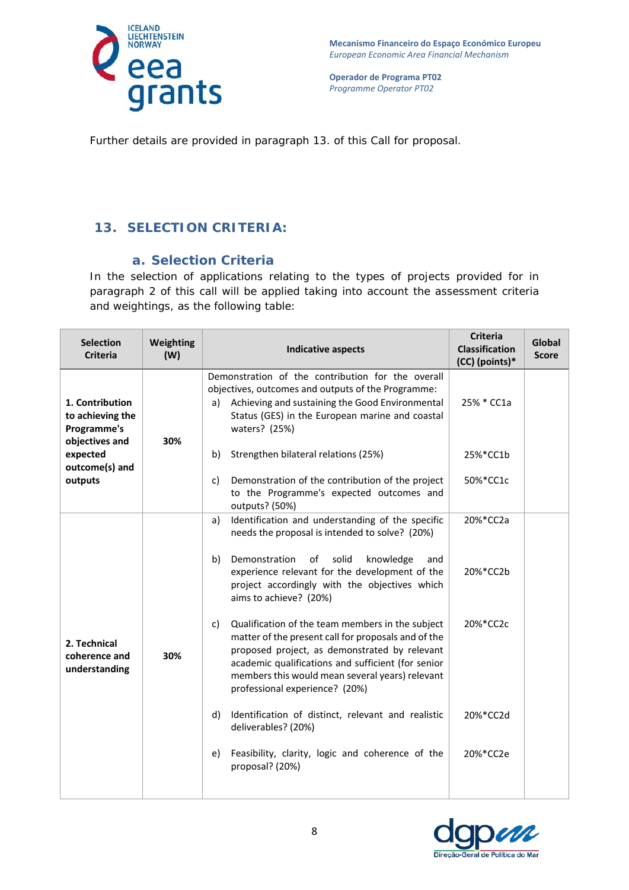Further details are provided in paragraph 13. of this Call for proposal.

## 13. SELECTION CRITERIA:

### a. Selection Criteria

In the selection of applications relating to the types of projects provided for in paragraph 2 of this call will be applied taking into account the assessment criteria and weightings, as the following table:

| Selection Criteria | Weighting (W) | Indicative aspects | Criteria Classification (CC) (points)* | Global Score |
|---|---|---|---|---|
| **1. Contribution to achieving the Programme's objectives and expected outcome(s) and outputs** | **30%** | Demonstration of the contribution for the overall objectives, outcomes and outputs of the Programme:<br>a) Achieving and sustaining the Good Environmental Status (GES) in the European marine and coastal waters? (25%) | 25% * CC1a | |
| | | b) Strengthen bilateral relations (25%) | 25%*CC1b | |
| | | c) Demonstration of the contribution of the project to the Programme's expected outcomes and outputs? (50%) | 50%*CC1c | |
| **2. Technical coherence and understanding** | **30%** | a) Identification and understanding of the specific needs the proposal is intended to solve? (20%) | 20%*CC2a | |
| | | b) Demonstration of solid knowledge and experience relevant for the development of the project accordingly with the objectives which aims to achieve? (20%) | 20%*CC2b | |
| | | c) Qualification of the team members in the subject matter of the present call for proposals and of the proposed project, as demonstrated by relevant academic qualifications and sufficient (for senior members this would mean several years) relevant professional experience? (20%) | 20%*CC2c | |
| | | d) Identification of distinct, relevant and realistic deliverables? (20%) | 20%*CC2d | |
| | | e) Feasibility, clarity, logic and coherence of the proposal? (20%) | 20%*CC2e | |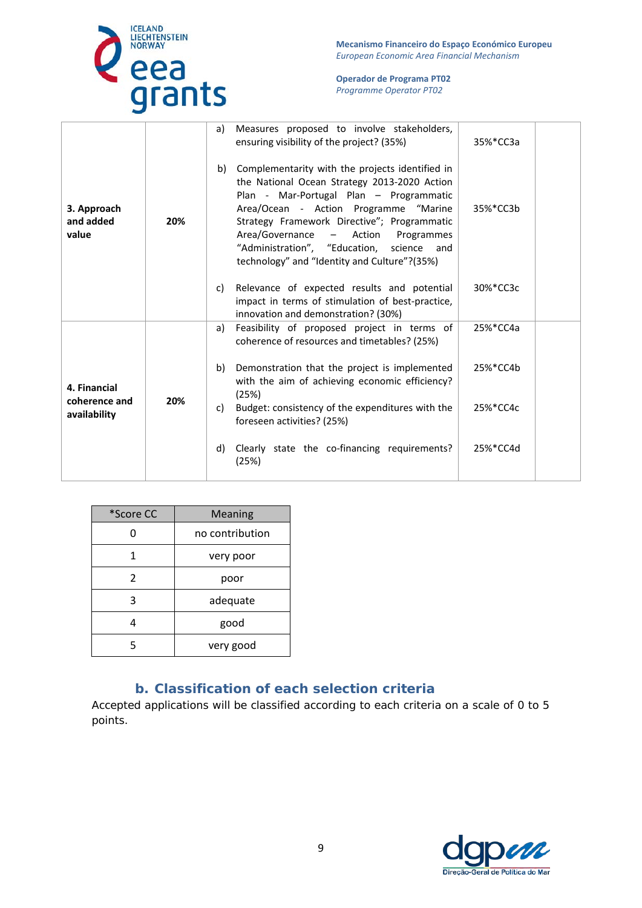| | | | | |
|---|---|---|---|---|
| **3. Approach and added value** | **20%** | a) Measures proposed to involve stakeholders, ensuring visibility of the project? (35%) | 35%*CC3a | |
| | | b) Complementarity with the projects identified in the National Ocean Strategy 2013-2020 Action Plan - Mar-Portugal Plan – Programmatic Area/Ocean - Action Programme "Marine Strategy Framework Directive"; Programmatic Area/Governance – Action Programmes "Administration", "Education, science and technology" and "Identity and Culture"?(35%) | 35%*CC3b | |
| | | c) Relevance of expected results and potential impact in terms of stimulation of best-practice, innovation and demonstration? (30%) | 30%*CC3c | |
| **4. Financial coherence and availability** | **20%** | a) Feasibility of proposed project in terms of coherence of resources and timetables? (25%) | 25%*CC4a | |
| | | b) Demonstration that the project is implemented with the aim of achieving economic efficiency? (25%) | 25%*CC4b | |
| | | c) Budget: consistency of the expenditures with the foreseen activities? (25%) | 25%*CC4c | |
| | | d) Clearly state the co-financing requirements? (25%) | 25%*CC4d | |

| *Score CC | Meaning |
|---|---|
| 0 | no contribution |
| 1 | very poor |
| 2 | poor |
| 3 | adequate |
| 4 | good |
| 5 | very good |

## b. Classification of each selection criteria

Accepted applications will be classified according to each criteria on a scale of 0 to 5 points.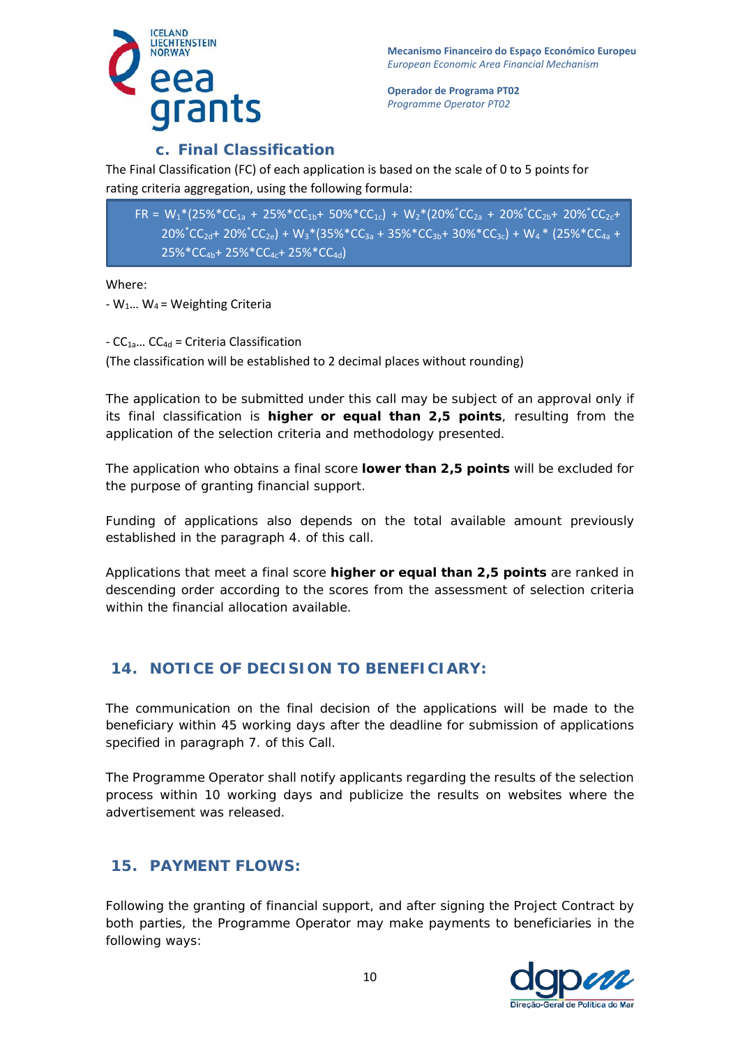### c. Final Classification

The Final Classification (FC) of each application is based on the scale of 0 to 5 points for rating criteria aggregation, using the following formula:

$$FR = W_1*(25\%*CC_{1a} + 25\%*CC_{1b} + 50\%*CC_{1c}) + W_2*(20\%*CC_{2a} + 20\%*CC_{2b} + 20\%*CC_{2c} + 20\%*CC_{2d} + 20\%*CC_{2e}) + W_3*(35\%*CC_{3a} + 35\%*CC_{3b} + 30\%*CC_{3c}) + W_4*(25\%*CC_{4a} + 25\%*CC_{4b} + 25\%*CC_{4c} + 25\%*CC_{4d})$$

Where:

- $W_1 \ldots W_4$ = Weighting Criteria

- $CC_{1a} \ldots CC_{4d}$ = Criteria Classification

(The classification will be established to 2 decimal places without rounding)

The application to be submitted under this call may be subject of an approval only if its final classification is **higher or equal than 2,5 points**, resulting from the application of the selection criteria and methodology presented.

The application who obtains a final score **lower than 2,5 points** will be excluded for the purpose of granting financial support.

Funding of applications also depends on the total available amount previously established in the paragraph 4. of this call.

Applications that meet a final score **higher or equal than 2,5 points** are ranked in descending order according to the scores from the assessment of selection criteria within the financial allocation available.

## 14. NOTICE OF DECISION TO BENEFICIARY:

The communication on the final decision of the applications will be made to the beneficiary within 45 working days after the deadline for submission of applications specified in paragraph 7. of this Call.

The Programme Operator shall notify applicants regarding the results of the selection process within 10 working days and publicize the results on websites where the advertisement was released.

## 15. PAYMENT FLOWS:

Following the granting of financial support, and after signing the Project Contract by both parties, the Programme Operator may make payments to beneficiaries in the following ways: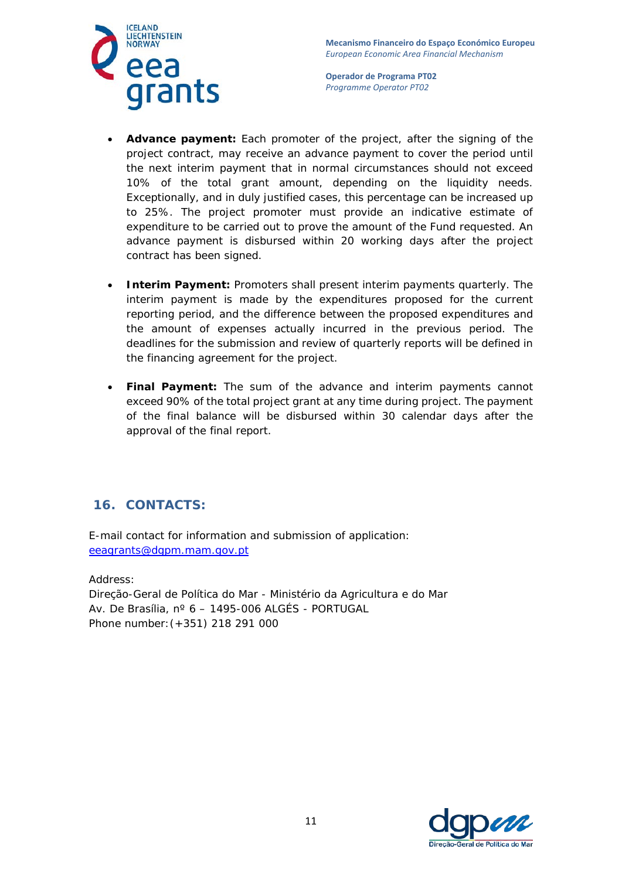- **Advance payment:** Each promoter of the project, after the signing of the project contract, may receive an advance payment to cover the period until the next interim payment that in normal circumstances should not exceed 10% of the total grant amount, depending on the liquidity needs. Exceptionally, and in duly justified cases, this percentage can be increased up to 25%. The project promoter must provide an indicative estimate of expenditure to be carried out to prove the amount of the Fund requested. An advance payment is disbursed within 20 working days after the project contract has been signed.

- **Interim Payment:** Promoters shall present interim payments quarterly. The interim payment is made by the expenditures proposed for the current reporting period, and the difference between the proposed expenditures and the amount of expenses actually incurred in the previous period. The deadlines for the submission and review of quarterly reports will be defined in the financing agreement for the project.

- **Final Payment:** The sum of the advance and interim payments cannot exceed 90% of the total project grant at any time during project. The payment of the final balance will be disbursed within 30 calendar days after the approval of the final report.

## 16. CONTACTS:

E-mail contact for information and submission of application:
eeagrants@dgpm.mam.gov.pt

Address:
Direção-Geral de Política do Mar - Ministério da Agricultura e do Mar
Av. De Brasília, nº 6 – 1495-006 ALGÉS - PORTUGAL
Phone number: (+351) 218 291 000